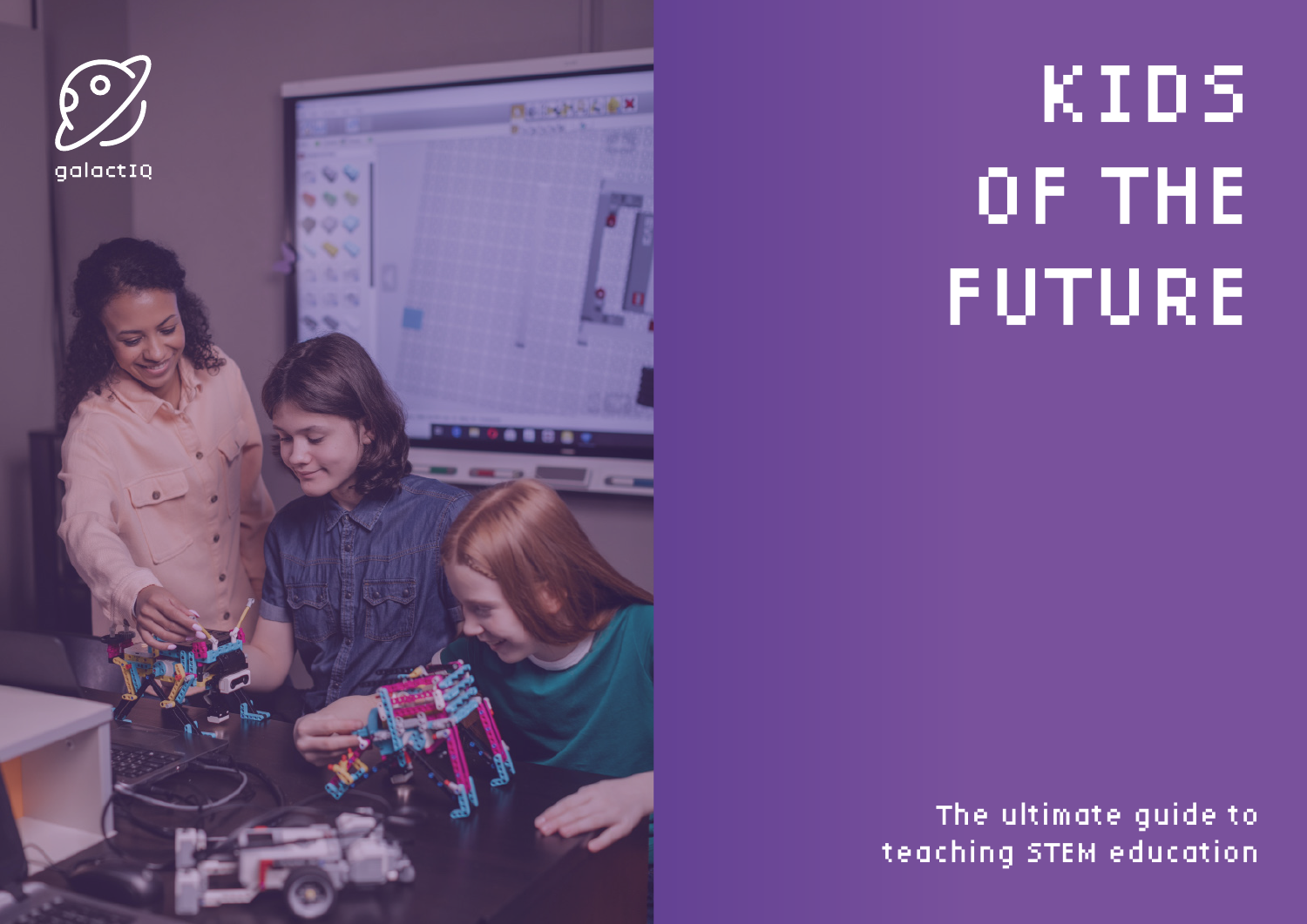galactIQ

# KIDS OF THE FUTURE

The ultimate guide to teaching STEM education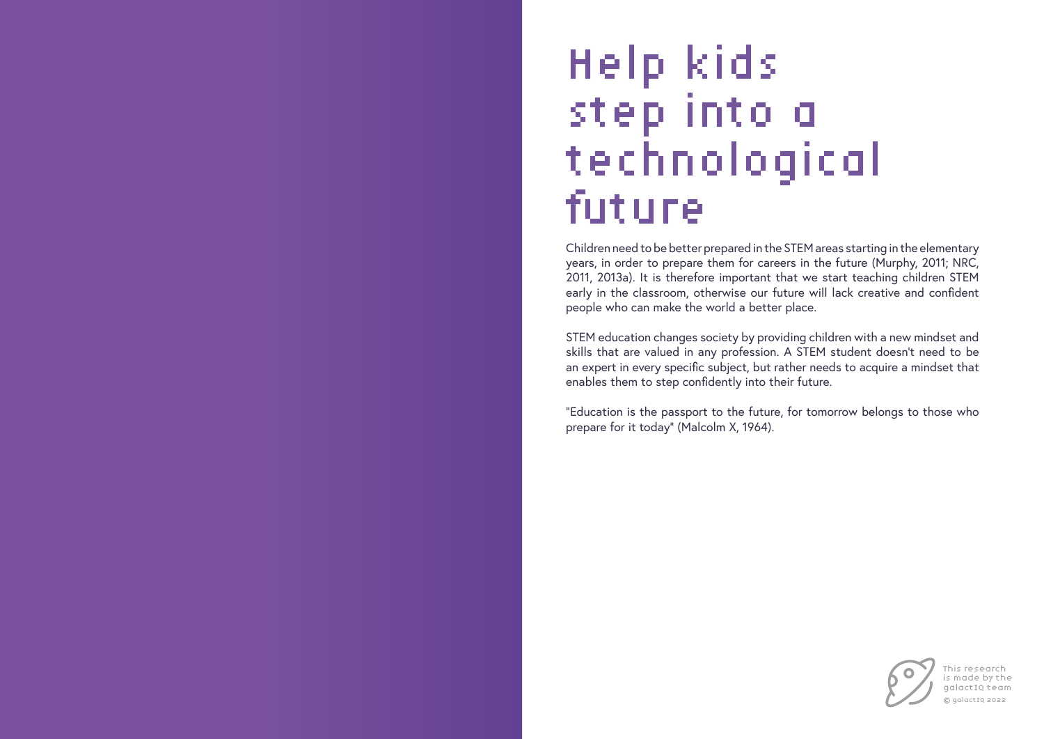# Help kids step into a technological future

Children need to be better prepared in the STEM areas starting in the elementary years, in order to prepare them for careers in the future (Murphy, 2011; NRC, 2011, 2013a). It is therefore important that we start teaching children STEM early in the classroom, otherwise our future will lack creative and confident people who can make the world a better place.

STEM education changes society by providing children with a new mindset and skills that are valued in any profession. A STEM student doesn't need to be an expert in every specific subject, but rather needs to acquire a mindset that enables them to step confidently into their future.

"Education is the passport to the future, for tomorrow belongs to those who prepare for it today" (Malcolm X, 1964).

This research is made by the galactIQ team

© galactIQ 2022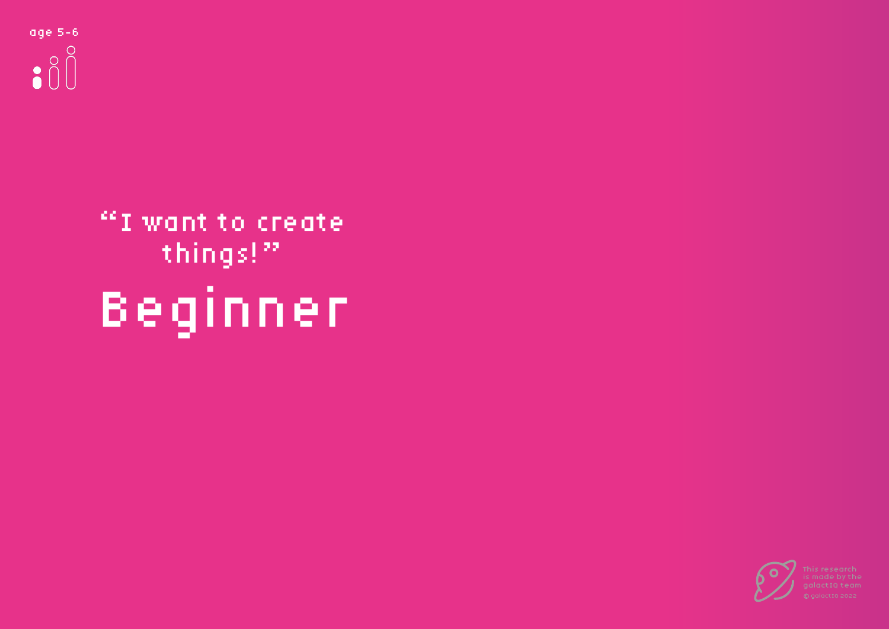age 5-6

"I want to create things!"

# Beginner

This research is made by the galactIQ team

© galactIQ 2022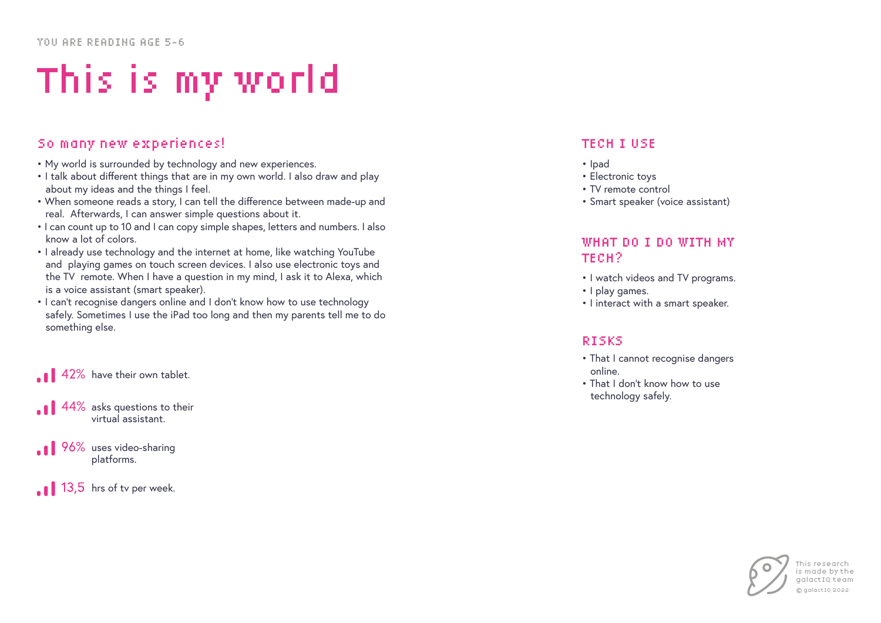YOU ARE READING AGE 5-6

# This is my world

## So many new experiences!

- My world is surrounded by technology and new experiences.
- I talk about different things that are in my own world. I also draw and play about my ideas and the things I feel.
- When someone reads a story, I can tell the difference between made-up and real. Afterwards, I can answer simple questions about it.
- I can count up to 10 and I can copy simple shapes, letters and numbers. I also know a lot of colors.
- I already use technology and the internet at home, like watching YouTube and playing games on touch screen devices. I also use electronic toys and the TV remote. When I have a question in my mind, I ask it to Alexa, which is a voice assistant (smart speaker).
- I can't recognise dangers online and I don't know how to use technology safely. Sometimes I use the iPad too long and then my parents tell me to do something else.

42% have their own tablet.

44% asks questions to their virtual assistant.

96% uses video-sharing platforms.

13,5 hrs of tv per week.

## TECH I USE

- Ipad
- Electronic toys
- TV remote control
- Smart speaker (voice assistant)

## WHAT DO I DO WITH MY TECH?

- I watch videos and TV programs.
- I play games.
- I interact with a smart speaker.

## RISKS

- That I cannot recognise dangers online.
- That I don't know how to use technology safely.

This research is made by the galactIQ team

© galactIQ 2022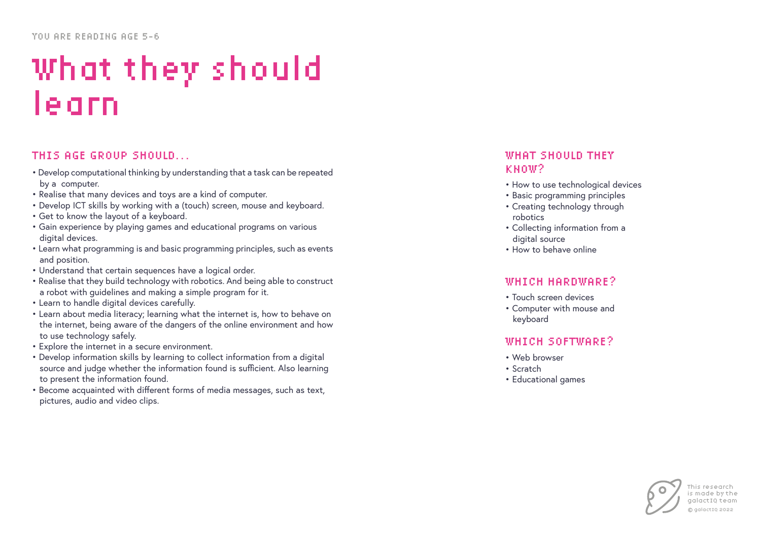YOU ARE READING AGE 5-6

# What they should learn

## THIS AGE GROUP SHOULD...

- Develop computational thinking by understanding that a task can be repeated by a computer.
- Realise that many devices and toys are a kind of computer.
- Develop ICT skills by working with a (touch) screen, mouse and keyboard.
- Get to know the layout of a keyboard.
- Gain experience by playing games and educational programs on various digital devices.
- Learn what programming is and basic programming principles, such as events and position.
- Understand that certain sequences have a logical order.
- Realise that they build technology with robotics. And being able to construct a robot with guidelines and making a simple program for it.
- Learn to handle digital devices carefully.
- Learn about media literacy; learning what the internet is, how to behave on the internet, being aware of the dangers of the online environment and how to use technology safely.
- Explore the internet in a secure environment.
- Develop information skills by learning to collect information from a digital source and judge whether the information found is sufficient. Also learning to present the information found.
- Become acquainted with different forms of media messages, such as text, pictures, audio and video clips.

## WHAT SHOULD THEY KNOW?

- How to use technological devices
- Basic programming principles
- Creating technology through robotics
- Collecting information from a digital source
- How to behave online

## WHICH HARDWARE?

- Touch screen devices
- Computer with mouse and keyboard

## WHICH SOFTWARE?

- Web browser
- Scratch
- Educational games

This research is made by the galactIQ team

© galactIQ 2022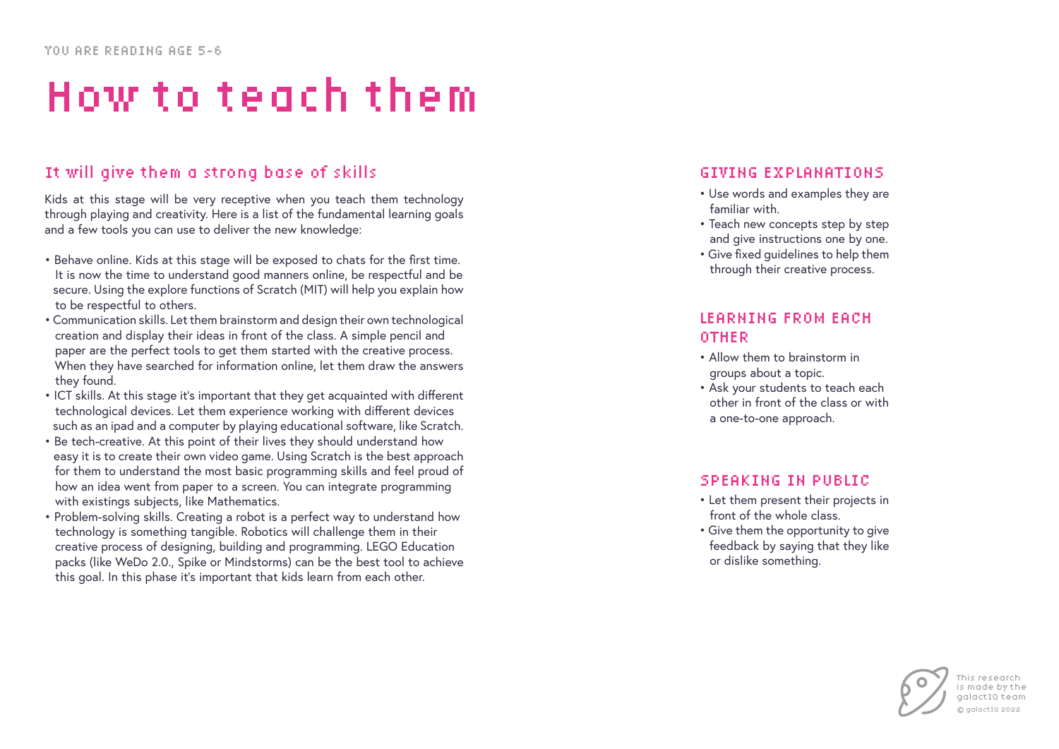YOU ARE READING AGE 5-6

# How to teach them

## It will give them a strong base of skills

Kids at this stage will be very receptive when you teach them technology through playing and creativity. Here is a list of the fundamental learning goals and a few tools you can use to deliver the new knowledge:

- Behave online. Kids at this stage will be exposed to chats for the first time. It is now the time to understand good manners online, be respectful and be secure. Using the explore functions of Scratch (MIT) will help you explain how to be respectful to others.
- Communication skills. Let them brainstorm and design their own technological creation and display their ideas in front of the class. A simple pencil and paper are the perfect tools to get them started with the creative process. When they have searched for information online, let them draw the answers they found.
- ICT skills. At this stage it's important that they get acquainted with different technological devices. Let them experience working with different devices such as an ipad and a computer by playing educational software, like Scratch.
- Be tech-creative. At this point of their lives they should understand how easy it is to create their own video game. Using Scratch is the best approach for them to understand the most basic programming skills and feel proud of how an idea went from paper to a screen. You can integrate programming with existings subjects, like Mathematics.
- Problem-solving skills. Creating a robot is a perfect way to understand how technology is something tangible. Robotics will challenge them in their creative process of designing, building and programming. LEGO Education packs (like WeDo 2.0., Spike or Mindstorms) can be the best tool to achieve this goal. In this phase it's important that kids learn from each other.

## GIVING EXPLANATIONS

- Use words and examples they are familiar with.
- Teach new concepts step by step and give instructions one by one.
- Give fixed guidelines to help them through their creative process.

## LEARNING FROM EACH OTHER

- Allow them to brainstorm in groups about a topic.
- Ask your students to teach each other in front of the class or with a one-to-one approach.

## SPEAKING IN PUBLIC

- Let them present their projects in front of the whole class.
- Give them the opportunity to give feedback by saying that they like or dislike something.

This research is made by the galactIQ team

© galactIQ 2022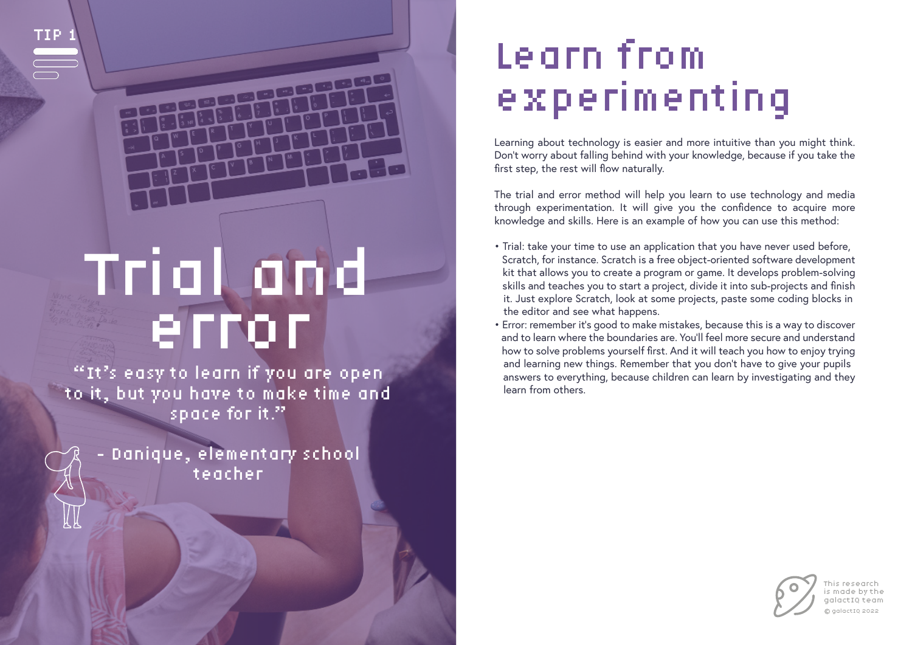TIP 1

# Trial and error

"It's easy to learn if you are open to it, but you have to make time and space for it."

- Danique, elementary school teacher

# Learn from experimenting

Learning about technology is easier and more intuitive than you might think. Don't worry about falling behind with your knowledge, because if you take the first step, the rest will flow naturally.

The trial and error method will help you learn to use technology and media through experimentation. It will give you the confidence to acquire more knowledge and skills. Here is an example of how you can use this method:

- Trial: take your time to use an application that you have never used before, Scratch, for instance. Scratch is a free object-oriented software development kit that allows you to create a program or game. It develops problem-solving skills and teaches you to start a project, divide it into sub-projects and finish it. Just explore Scratch, look at some projects, paste some coding blocks in the editor and see what happens.
- Error: remember it's good to make mistakes, because this is a way to discover and to learn where the boundaries are. You'll feel more secure and understand how to solve problems yourself first. And it will teach you how to enjoy trying and learning new things. Remember that you don't have to give your pupils answers to everything, because children can learn by investigating and they learn from others.

This research is made by the galactIQ team

© galactIQ 2022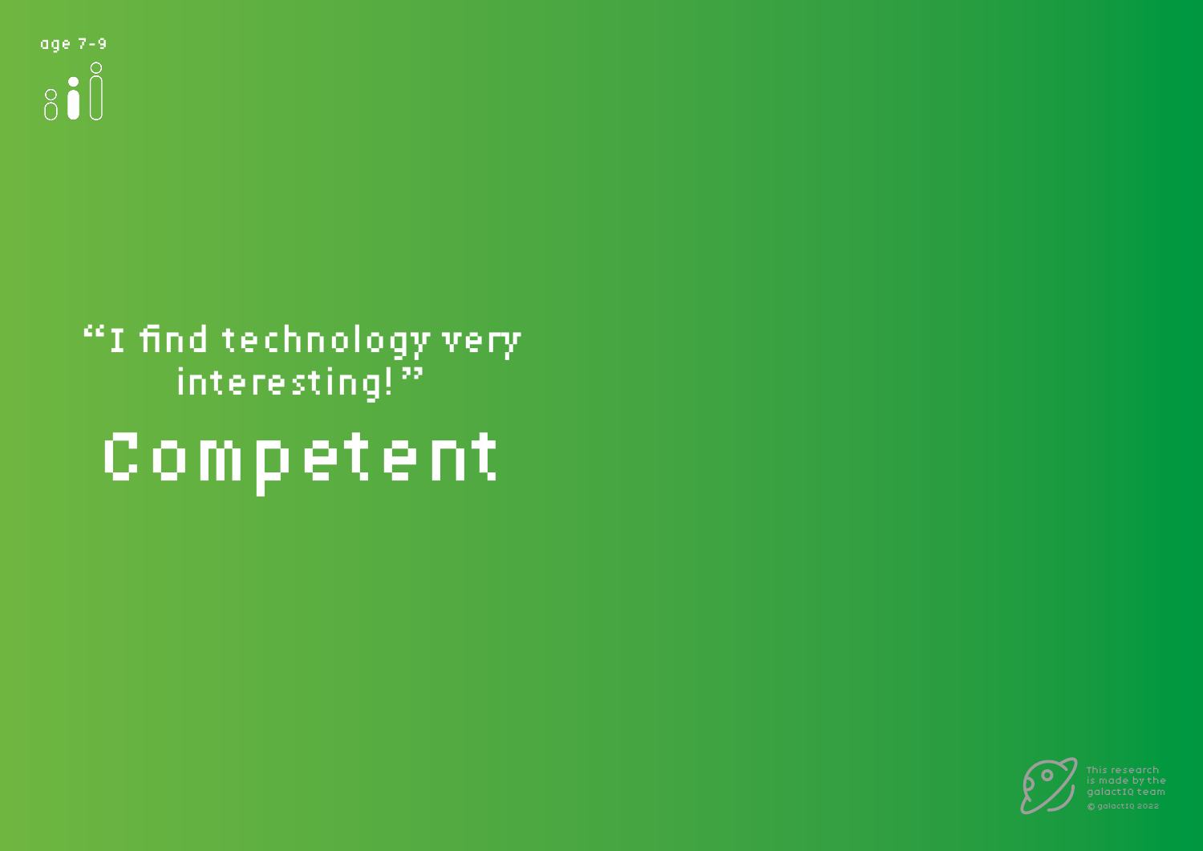age 7-9

“I find technology very interesting!”

# Competent

This research is made by the galactIQ team

© galactIQ 2022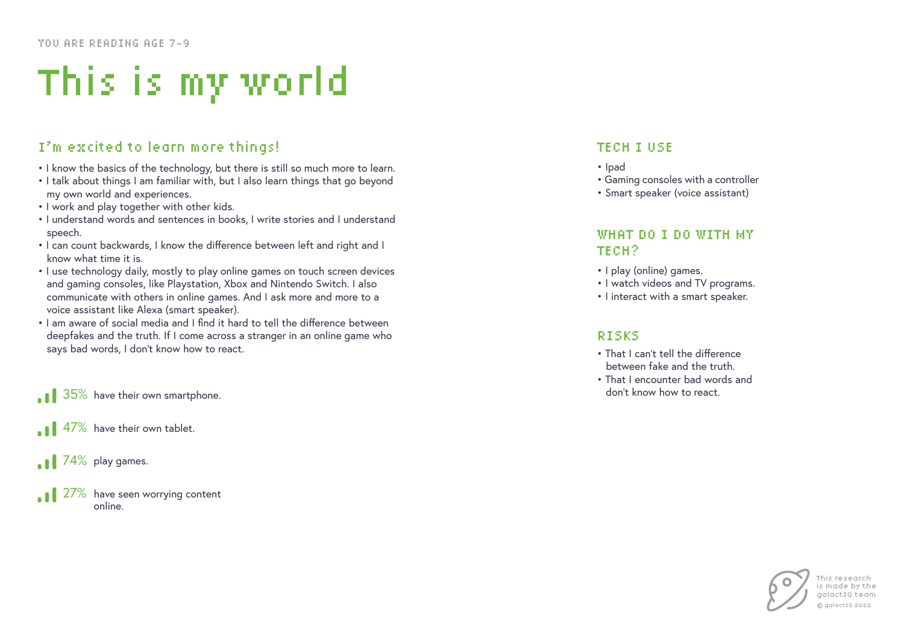YOU ARE READING AGE 7-9

# This is my world

## I'm excited to learn more things!

- I know the basics of the technology, but there is still so much more to learn.
- I talk about things I am familiar with, but I also learn things that go beyond my own world and experiences.
- I work and play together with other kids.
- I understand words and sentences in books, I write stories and I understand speech.
- I can count backwards, I know the difference between left and right and I know what time it is.
- I use technology daily, mostly to play online games on touch screen devices and gaming consoles, like Playstation, Xbox and Nintendo Switch. I also communicate with others in online games. And I ask more and more to a voice assistant like Alexa (smart speaker).
- I am aware of social media and I find it hard to tell the difference between deepfakes and the truth. If I come across a stranger in an online game who says bad words, I don't know how to react.

35% have their own smartphone.

47% have their own tablet.

74% play games.

27% have seen worrying content online.

## TECH I USE

- Ipad
- Gaming consoles with a controller
- Smart speaker (voice assistant)

## WHAT DO I DO WITH MY TECH?

- I play (online) games.
- I watch videos and TV programs.
- I interact with a smart speaker.

## RISKS

- That I can't tell the difference between fake and the truth.
- That I encounter bad words and don't know how to react.

This research is made by the galactIQ team

© galactIQ 2022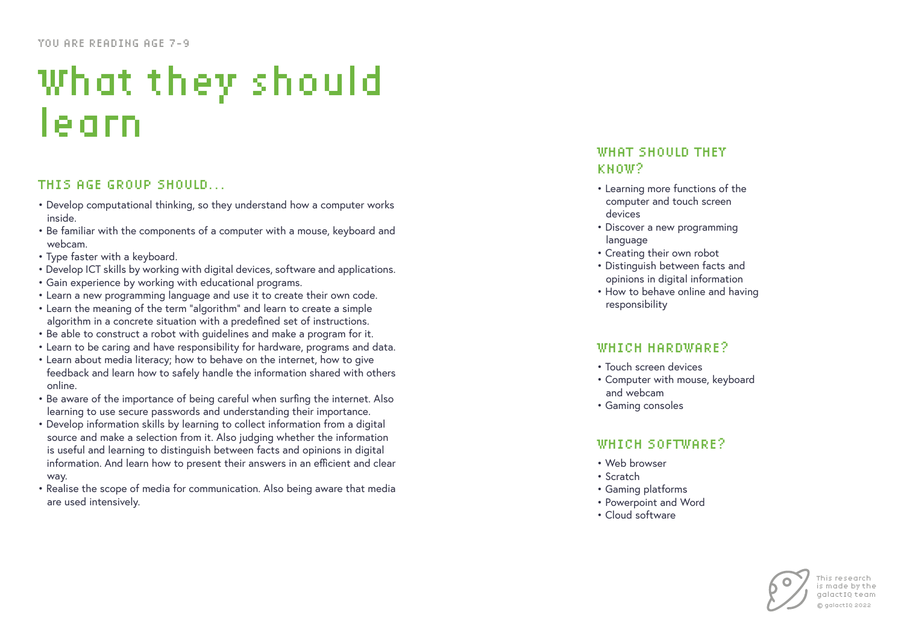YOU ARE READING AGE 7-9

# What they should learn

## THIS AGE GROUP SHOULD...

- Develop computational thinking, so they understand how a computer works inside.
- Be familiar with the components of a computer with a mouse, keyboard and webcam.
- Type faster with a keyboard.
- Develop ICT skills by working with digital devices, software and applications.
- Gain experience by working with educational programs.
- Learn a new programming language and use it to create their own code.
- Learn the meaning of the term "algorithm" and learn to create a simple algorithm in a concrete situation with a predefined set of instructions.
- Be able to construct a robot with guidelines and make a program for it.
- Learn to be caring and have responsibility for hardware, programs and data.
- Learn about media literacy; how to behave on the internet, how to give feedback and learn how to safely handle the information shared with others online.
- Be aware of the importance of being careful when surfing the internet. Also learning to use secure passwords and understanding their importance.
- Develop information skills by learning to collect information from a digital source and make a selection from it. Also judging whether the information is useful and learning to distinguish between facts and opinions in digital information. And learn how to present their answers in an efficient and clear way.
- Realise the scope of media for communication. Also being aware that media are used intensively.

## WHAT SHOULD THEY KNOW?

- Learning more functions of the computer and touch screen devices
- Discover a new programming language
- Creating their own robot
- Distinguish between facts and opinions in digital information
- How to behave online and having responsibility

## WHICH HARDWARE?

- Touch screen devices
- Computer with mouse, keyboard and webcam
- Gaming consoles

## WHICH SOFTWARE?

- Web browser
- Scratch
- Gaming platforms
- Powerpoint and Word
- Cloud software

This research is made by the galactIQ team
© galactIQ 2022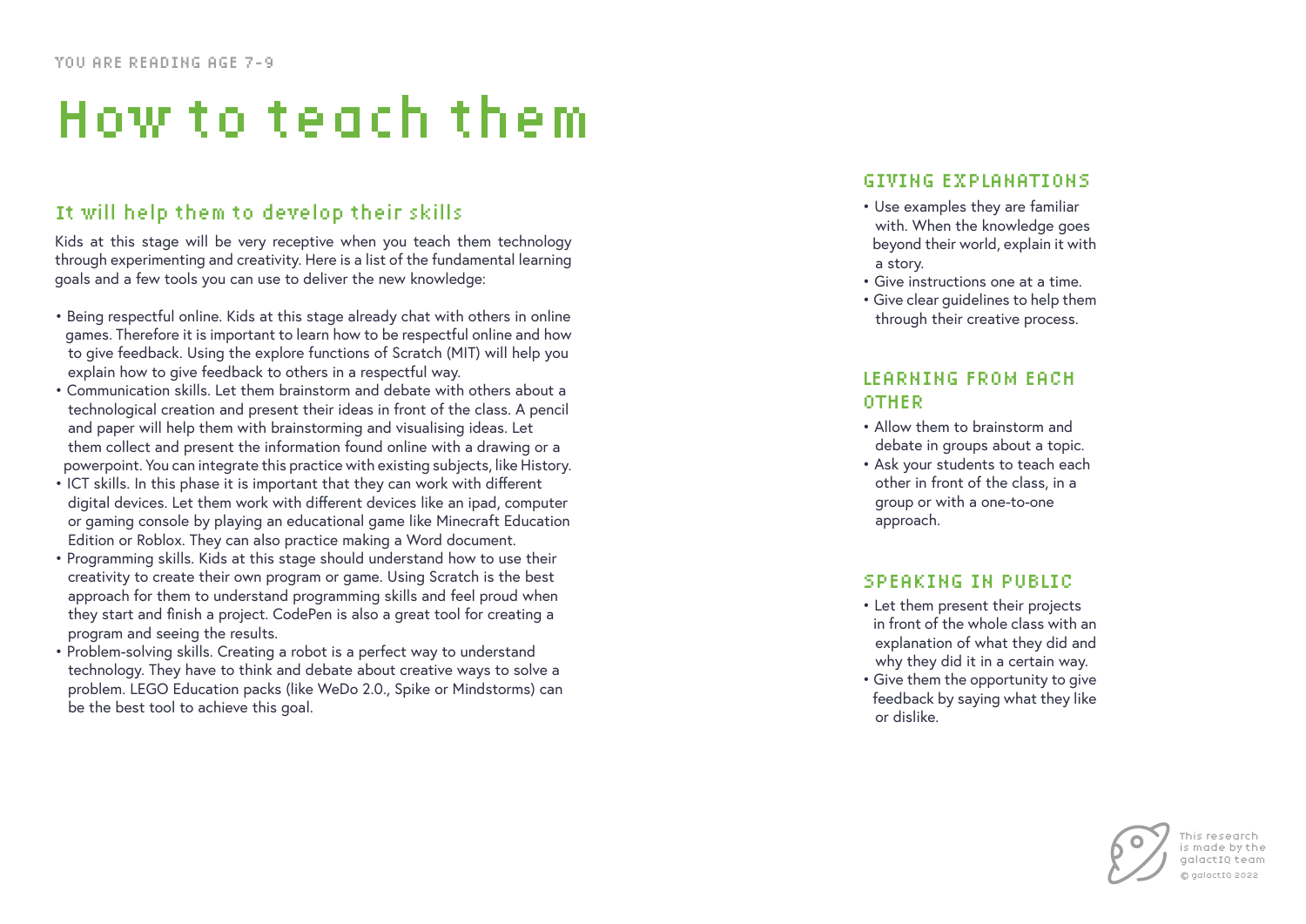YOU ARE READING AGE 7-9

# How to teach them

## It will help them to develop their skills

Kids at this stage will be very receptive when you teach them technology through experimenting and creativity. Here is a list of the fundamental learning goals and a few tools you can use to deliver the new knowledge:

- Being respectful online. Kids at this stage already chat with others in online games. Therefore it is important to learn how to be respectful online and how to give feedback. Using the explore functions of Scratch (MIT) will help you explain how to give feedback to others in a respectful way.
- Communication skills. Let them brainstorm and debate with others about a technological creation and present their ideas in front of the class. A pencil and paper will help them with brainstorming and visualising ideas. Let them collect and present the information found online with a drawing or a powerpoint. You can integrate this practice with existing subjects, like History.
- ICT skills. In this phase it is important that they can work with different digital devices. Let them work with different devices like an ipad, computer or gaming console by playing an educational game like Minecraft Education Edition or Roblox. They can also practice making a Word document.
- Programming skills. Kids at this stage should understand how to use their creativity to create their own program or game. Using Scratch is the best approach for them to understand programming skills and feel proud when they start and finish a project. CodePen is also a great tool for creating a program and seeing the results.
- Problem-solving skills. Creating a robot is a perfect way to understand technology. They have to think and debate about creative ways to solve a problem. LEGO Education packs (like WeDo 2.0., Spike or Mindstorms) can be the best tool to achieve this goal.

### GIVING EXPLANATIONS

- Use examples they are familiar with. When the knowledge goes beyond their world, explain it with a story.
- Give instructions one at a time.
- Give clear guidelines to help them through their creative process.

### LEARNING FROM EACH OTHER

- Allow them to brainstorm and debate in groups about a topic.
- Ask your students to teach each other in front of the class, in a group or with a one-to-one approach.

### SPEAKING IN PUBLIC

- Let them present their projects in front of the whole class with an explanation of what they did and why they did it in a certain way.
- Give them the opportunity to give feedback by saying what they like or dislike.

This research is made by the galactIQ team

© galactIQ 2022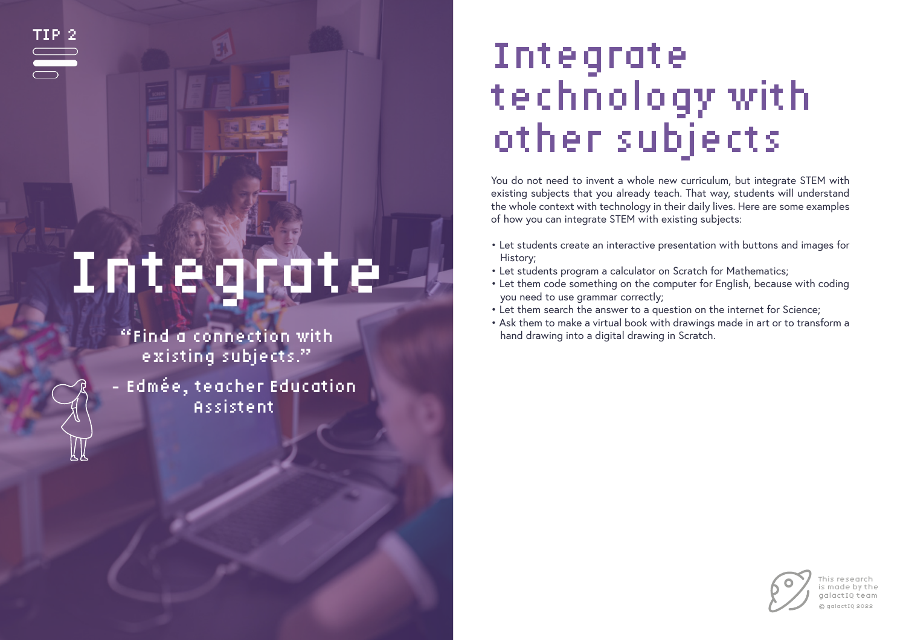TIP 2

# Integrate

"Find a connection with existing subjects."

- Edmée, teacher Education Assistent

# Integrate technology with other subjects

You do not need to invent a whole new curriculum, but integrate STEM with existing subjects that you already teach. That way, students will understand the whole context with technology in their daily lives. Here are some examples of how you can integrate STEM with existing subjects:

- Let students create an interactive presentation with buttons and images for History;
- Let students program a calculator on Scratch for Mathematics;
- Let them code something on the computer for English, because with coding you need to use grammar correctly;
- Let them search the answer to a question on the internet for Science;
- Ask them to make a virtual book with drawings made in art or to transform a hand drawing into a digital drawing in Scratch.

This research is made by the galactIQ team
© galactIQ 2022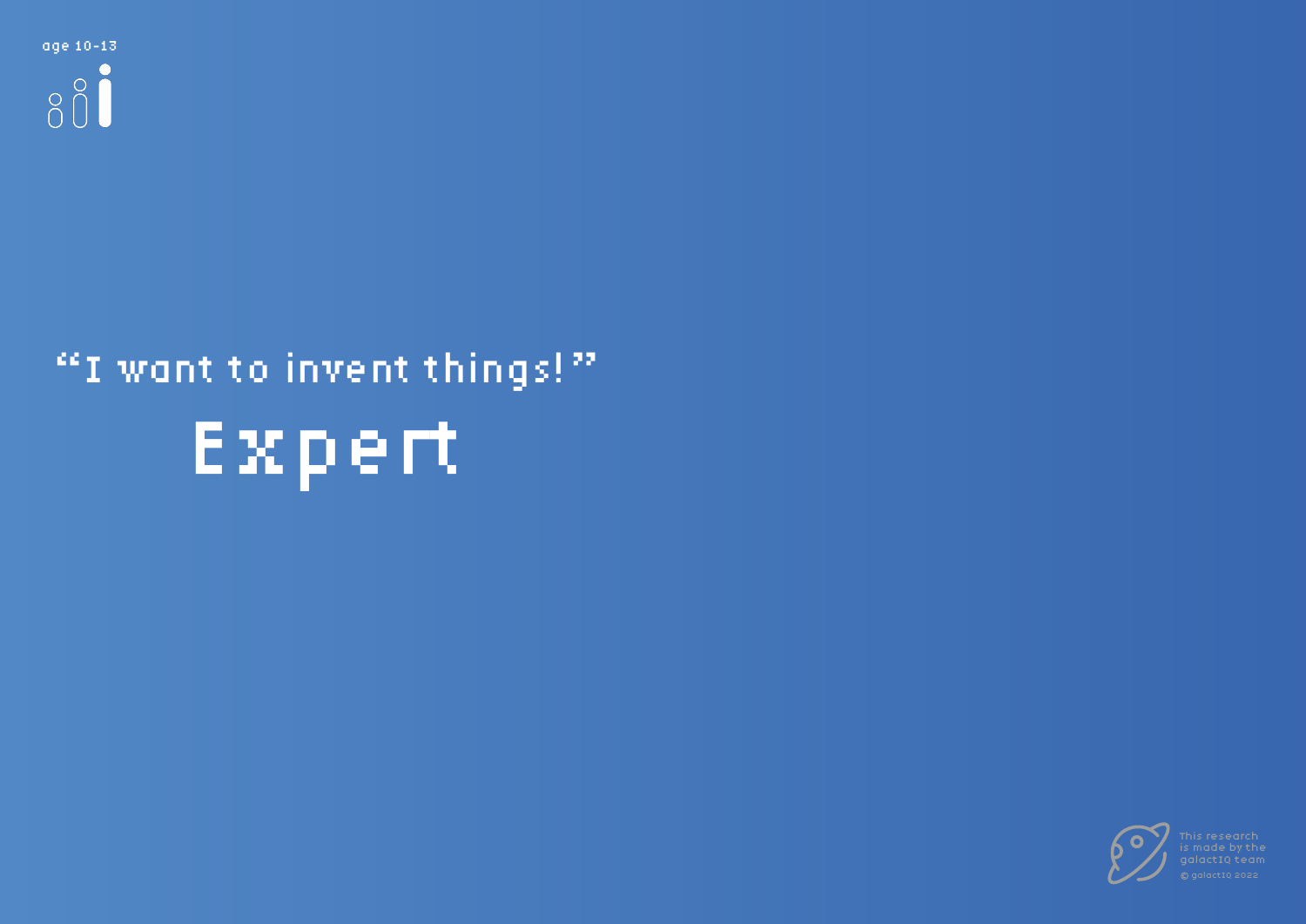age 10-13

"I want to invent things!"

# Expert

This research is made by the galactIQ team

© galactIQ 2022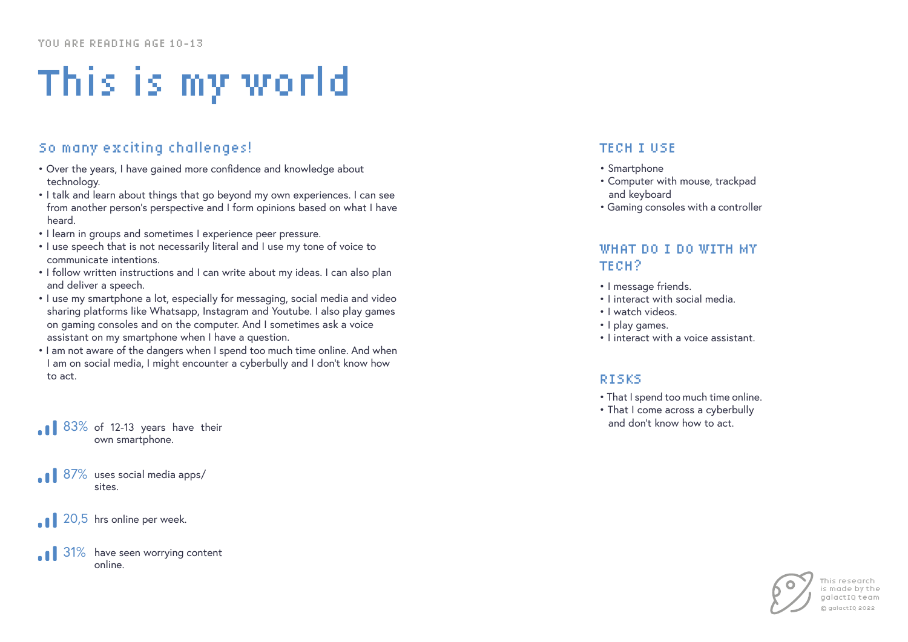YOU ARE READING AGE 10-13

# This is my world

## So many exciting challenges!

- Over the years, I have gained more confidence and knowledge about technology.
- I talk and learn about things that go beyond my own experiences. I can see from another person's perspective and I form opinions based on what I have heard.
- I learn in groups and sometimes I experience peer pressure.
- I use speech that is not necessarily literal and I use my tone of voice to communicate intentions.
- I follow written instructions and I can write about my ideas. I can also plan and deliver a speech.
- I use my smartphone a lot, especially for messaging, social media and video sharing platforms like Whatsapp, Instagram and Youtube. I also play games on gaming consoles and on the computer. And I sometimes ask a voice assistant on my smartphone when I have a question.
- I am not aware of the dangers when I spend too much time online. And when I am on social media, I might encounter a cyberbully and I don't know how to act.

83% of 12-13 years have their own smartphone.

87% uses social media apps/ sites.

20,5 hrs online per week.

31% have seen worrying content online.

## TECH I USE

- Smartphone
- Computer with mouse, trackpad and keyboard
- Gaming consoles with a controller

## WHAT DO I DO WITH MY TECH?

- I message friends.
- I interact with social media.
- I watch videos.
- I play games.
- I interact with a voice assistant.

## RISKS

- That I spend too much time online.
- That I come across a cyberbully and don't know how to act.

This research is made by the galactIQ team

© galactIQ 2022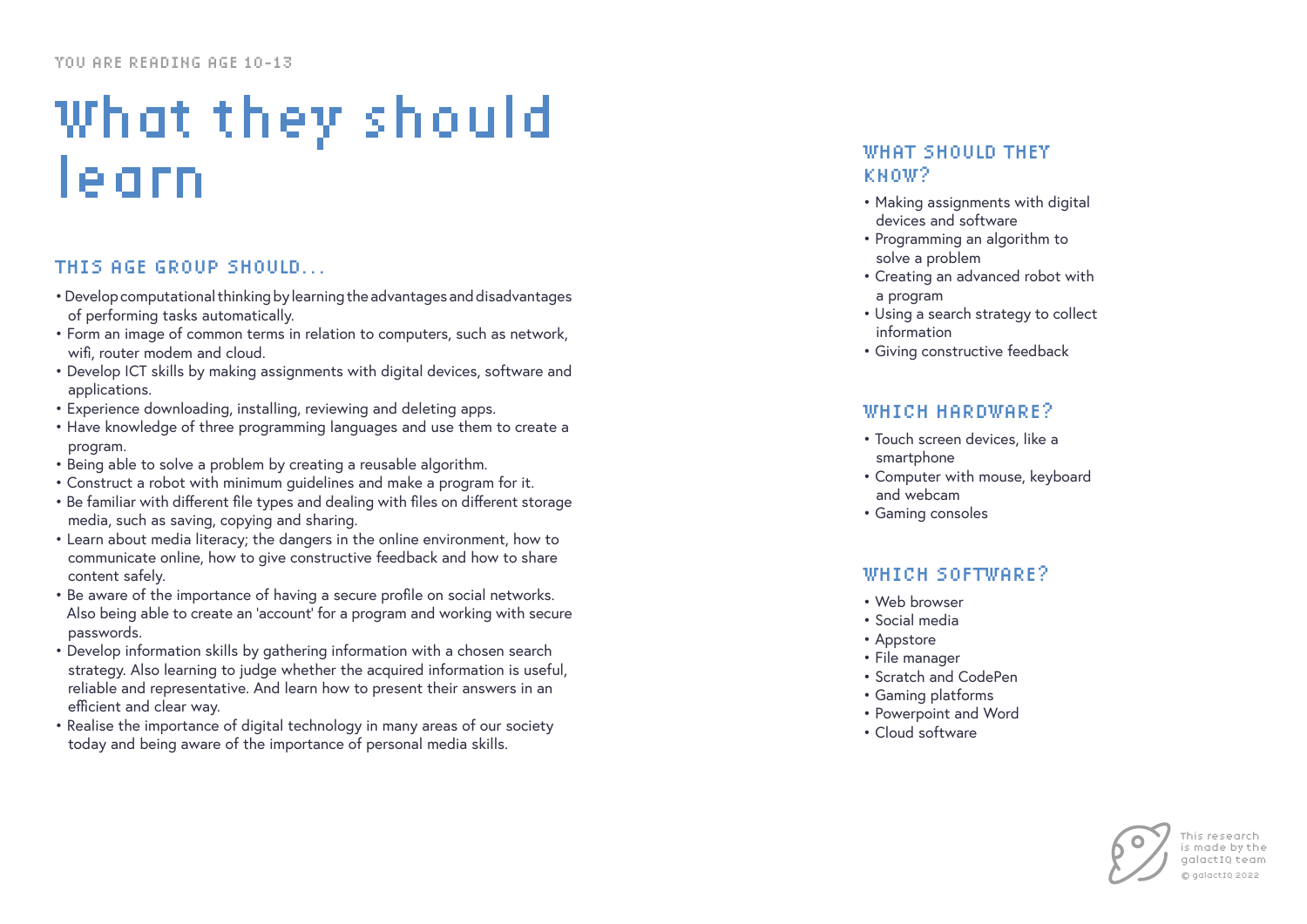YOU ARE READING AGE 10-13

# What they should learn

## THIS AGE GROUP SHOULD...

- Develop computational thinking by learning the advantages and disadvantages of performing tasks automatically.
- Form an image of common terms in relation to computers, such as network, wifi, router modem and cloud.
- Develop ICT skills by making assignments with digital devices, software and applications.
- Experience downloading, installing, reviewing and deleting apps.
- Have knowledge of three programming languages and use them to create a program.
- Being able to solve a problem by creating a reusable algorithm.
- Construct a robot with minimum guidelines and make a program for it.
- Be familiar with different file types and dealing with files on different storage media, such as saving, copying and sharing.
- Learn about media literacy; the dangers in the online environment, how to communicate online, how to give constructive feedback and how to share content safely.
- Be aware of the importance of having a secure profile on social networks. Also being able to create an 'account' for a program and working with secure passwords.
- Develop information skills by gathering information with a chosen search strategy. Also learning to judge whether the acquired information is useful, reliable and representative. And learn how to present their answers in an efficient and clear way.
- Realise the importance of digital technology in many areas of our society today and being aware of the importance of personal media skills.

## WHAT SHOULD THEY KNOW?

- Making assignments with digital devices and software
- Programming an algorithm to solve a problem
- Creating an advanced robot with a program
- Using a search strategy to collect information
- Giving constructive feedback

## WHICH HARDWARE?

- Touch screen devices, like a smartphone
- Computer with mouse, keyboard and webcam
- Gaming consoles

## WHICH SOFTWARE?

- Web browser
- Social media
- Appstore
- File manager
- Scratch and CodePen
- Gaming platforms
- Powerpoint and Word
- Cloud software

This research is made by the galactIQ team

© galactIQ 2022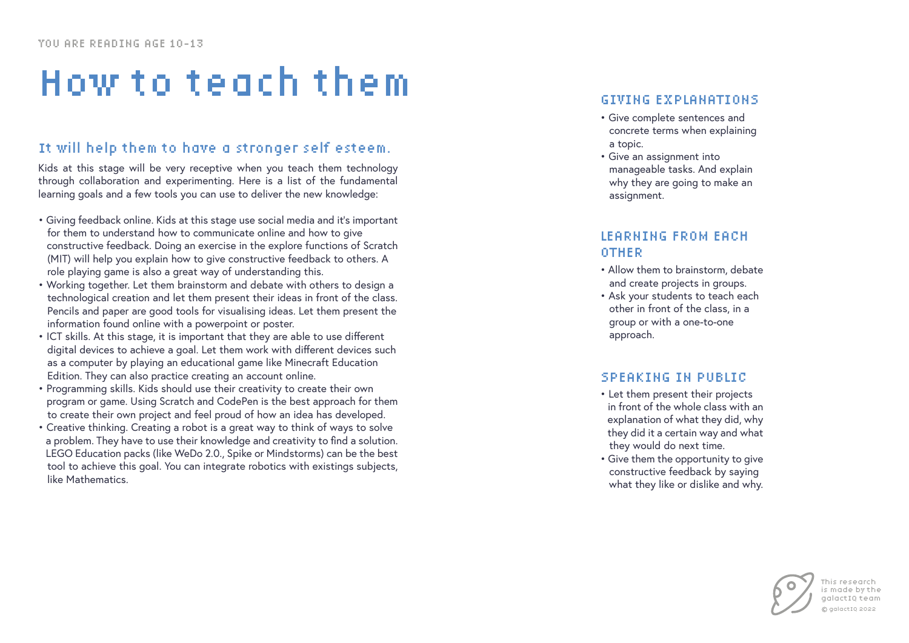YOU ARE READING AGE 10-13

# How to teach them

## It will help them to have a stronger self esteem.

Kids at this stage will be very receptive when you teach them technology through collaboration and experimenting. Here is a list of the fundamental learning goals and a few tools you can use to deliver the new knowledge:

- Giving feedback online. Kids at this stage use social media and it's important for them to understand how to communicate online and how to give constructive feedback. Doing an exercise in the explore functions of Scratch (MIT) will help you explain how to give constructive feedback to others. A role playing game is also a great way of understanding this.
- Working together. Let them brainstorm and debate with others to design a technological creation and let them present their ideas in front of the class. Pencils and paper are good tools for visualising ideas. Let them present the information found online with a powerpoint or poster.
- ICT skills. At this stage, it is important that they are able to use different digital devices to achieve a goal. Let them work with different devices such as a computer by playing an educational game like Minecraft Education Edition. They can also practice creating an account online.
- Programming skills. Kids should use their creativity to create their own program or game. Using Scratch and CodePen is the best approach for them to create their own project and feel proud of how an idea has developed.
- Creative thinking. Creating a robot is a great way to think of ways to solve a problem. They have to use their knowledge and creativity to find a solution. LEGO Education packs (like WeDo 2.0., Spike or Mindstorms) can be the best tool to achieve this goal. You can integrate robotics with existings subjects, like Mathematics.

### GIVING EXPLANATIONS

- Give complete sentences and concrete terms when explaining a topic.
- Give an assignment into manageable tasks. And explain why they are going to make an assignment.

### LEARNING FROM EACH OTHER

- Allow them to brainstorm, debate and create projects in groups.
- Ask your students to teach each other in front of the class, in a group or with a one-to-one approach.

### SPEAKING IN PUBLIC

- Let them present their projects in front of the whole class with an explanation of what they did, why they did it a certain way and what they would do next time.
- Give them the opportunity to give constructive feedback by saying what they like or dislike and why.

This research is made by the galactIQ team

© galactIQ 2022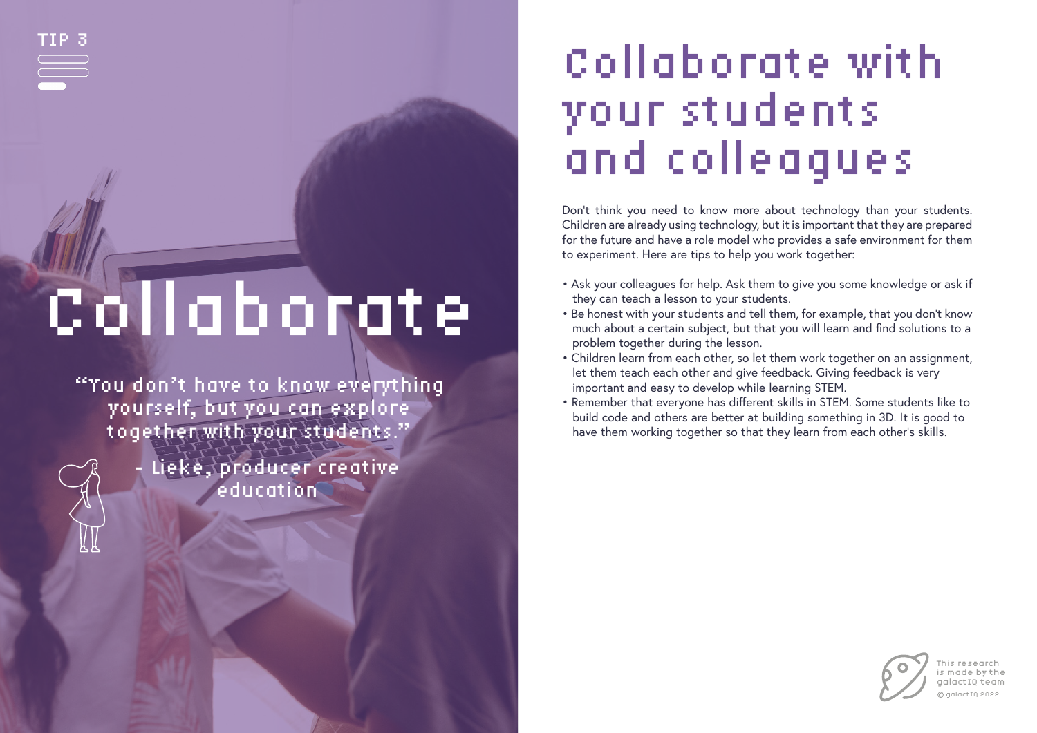TIP 3

# Collaborate

"You don't have to know everything yourself, but you can explore together with your students."

- Lieke, producer creative education

# Collaborate with your students and colleagues

Don't think you need to know more about technology than your students. Children are already using technology, but it is important that they are prepared for the future and have a role model who provides a safe environment for them to experiment. Here are tips to help you work together:

- Ask your colleagues for help. Ask them to give you some knowledge or ask if they can teach a lesson to your students.
- Be honest with your students and tell them, for example, that you don't know much about a certain subject, but that you will learn and find solutions to a problem together during the lesson.
- Children learn from each other, so let them work together on an assignment, let them teach each other and give feedback. Giving feedback is very important and easy to develop while learning STEM.
- Remember that everyone has different skills in STEM. Some students like to build code and others are better at building something in 3D. It is good to have them working together so that they learn from each other's skills.

This research is made by the galactIQ team
© galactIQ 2022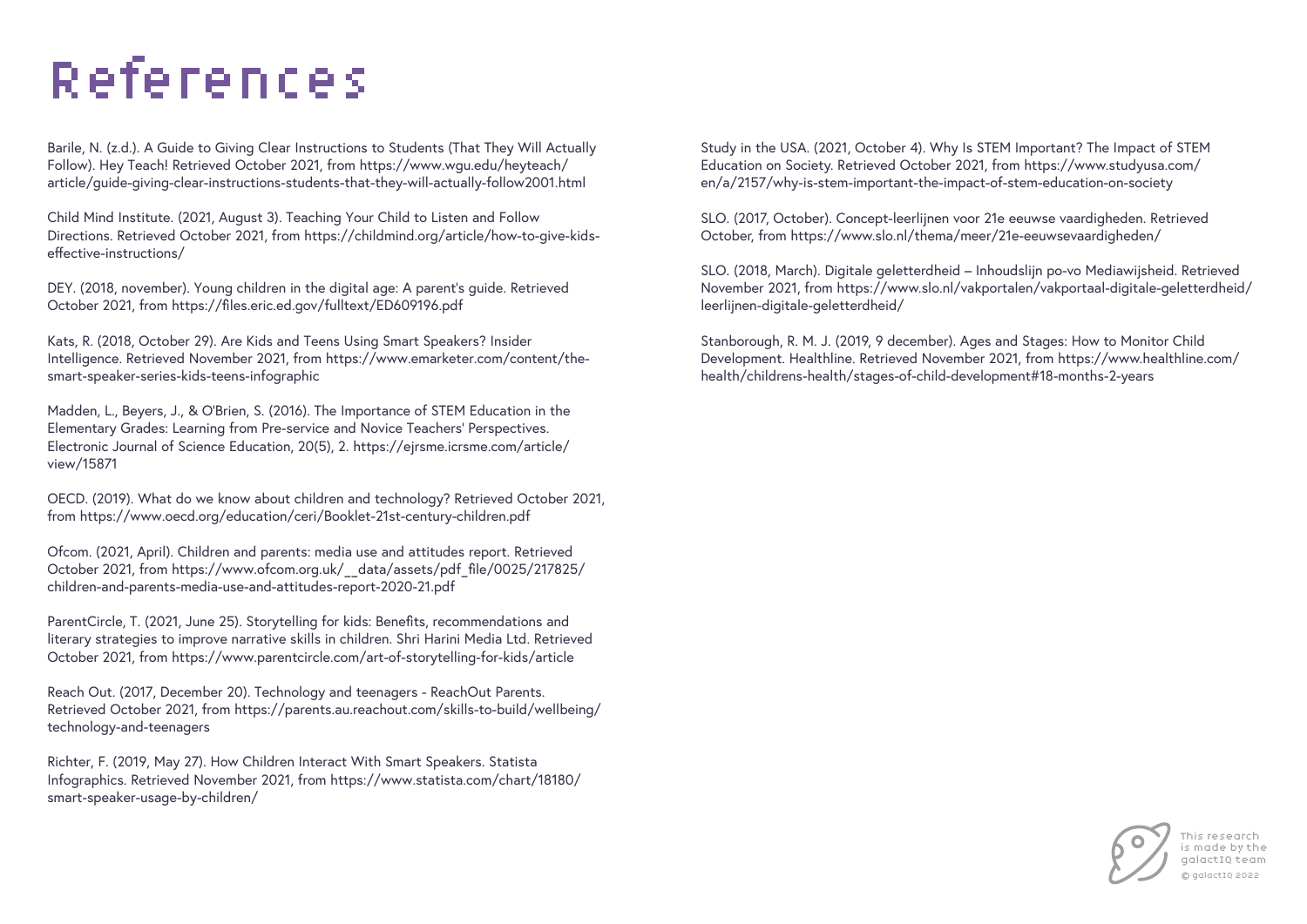# References

Barile, N. (z.d.). A Guide to Giving Clear Instructions to Students (That They Will Actually Follow). Hey Teach! Retrieved October 2021, from https://www.wgu.edu/heyteach/article/guide-giving-clear-instructions-students-that-they-will-actually-follow2001.html

Child Mind Institute. (2021, August 3). Teaching Your Child to Listen and Follow Directions. Retrieved October 2021, from https://childmind.org/article/how-to-give-kids-effective-instructions/

DEY. (2018, november). Young children in the digital age: A parent's guide. Retrieved October 2021, from https://files.eric.ed.gov/fulltext/ED609196.pdf

Kats, R. (2018, October 29). Are Kids and Teens Using Smart Speakers? Insider Intelligence. Retrieved November 2021, from https://www.emarketer.com/content/the-smart-speaker-series-kids-teens-infographic

Madden, L., Beyers, J., & O'Brien, S. (2016). The Importance of STEM Education in the Elementary Grades: Learning from Pre-service and Novice Teachers' Perspectives. Electronic Journal of Science Education, 20(5), 2. https://ejrsme.icrsme.com/article/view/15871

OECD. (2019). What do we know about children and technology? Retrieved October 2021, from https://www.oecd.org/education/ceri/Booklet-21st-century-children.pdf

Ofcom. (2021, April). Children and parents: media use and attitudes report. Retrieved October 2021, from https://www.ofcom.org.uk/__data/assets/pdf_file/0025/217825/children-and-parents-media-use-and-attitudes-report-2020-21.pdf

ParentCircle, T. (2021, June 25). Storytelling for kids: Benefits, recommendations and literary strategies to improve narrative skills in children. Shri Harini Media Ltd. Retrieved October 2021, from https://www.parentcircle.com/art-of-storytelling-for-kids/article

Reach Out. (2017, December 20). Technology and teenagers - ReachOut Parents. Retrieved October 2021, from https://parents.au.reachout.com/skills-to-build/wellbeing/technology-and-teenagers

Richter, F. (2019, May 27). How Children Interact With Smart Speakers. Statista Infographics. Retrieved November 2021, from https://www.statista.com/chart/18180/smart-speaker-usage-by-children/

Study in the USA. (2021, October 4). Why Is STEM Important? The Impact of STEM Education on Society. Retrieved October 2021, from https://www.studyusa.com/en/a/2157/why-is-stem-important-the-impact-of-stem-education-on-society

SLO. (2017, October). Concept-leerlijnen voor 21e eeuwse vaardigheden. Retrieved October, from https://www.slo.nl/thema/meer/21e-eeuwsevaardigheden/

SLO. (2018, March). Digitale geletterdheid – Inhoudslijn po-vo Mediawijsheid. Retrieved November 2021, from https://www.slo.nl/vakportalen/vakportaal-digitale-geletterdheid/leerlijnen-digitale-geletterdheid/

Stanborough, R. M. J. (2019, 9 december). Ages and Stages: How to Monitor Child Development. Healthline. Retrieved November 2021, from https://www.healthline.com/health/childrens-health/stages-of-child-development#18-months-2-years

This research is made by the galactIQ team

© galactIQ 2022